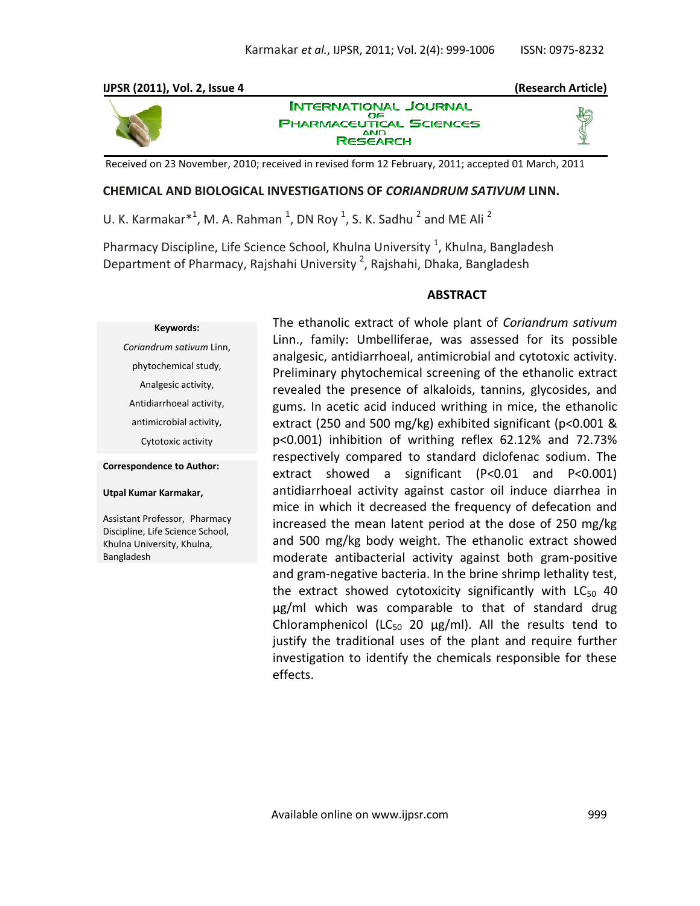Received on 23 November, 2010; received in revised form 12 February, 2011; accepted 01 March, 2011

## CHEMICAL AND BIOLOGICAL INVESTIGATIONS OF *CORIANDRUM SATIVUM* LINN.

U. K. Karmakar*[1], M. A. Rahman [1], DN Roy [1], S. K. Sadhu [2] and ME Ali [2]

Pharmacy Discipline, Life Science School, Khulna University [1], Khulna, Bangladesh
Department of Pharmacy, Rajshahi University [2], Rajshahi, Dhaka, Bangladesh

**Keywords:**

*Coriandrum sativum* Linn,
phytochemical study,
Analgesic activity,
Antidiarrhoeal activity,
antimicrobial activity,
Cytotoxic activity

**Correspondence to Author:**

**Utpal Kumar Karmakar,**

Assistant Professor, Pharmacy Discipline, Life Science School, Khulna University, Khulna, Bangladesh

### ABSTRACT

The ethanolic extract of whole plant of *Coriandrum sativum* Linn., family: Umbelliferae, was assessed for its possible analgesic, antidiarrhoeal, antimicrobial and cytotoxic activity. Preliminary phytochemical screening of the ethanolic extract revealed the presence of alkaloids, tannins, glycosides, and gums. In acetic acid induced writhing in mice, the ethanolic extract (250 and 500 mg/kg) exhibited significant ($p<0.001$ & $p<0.001$) inhibition of writhing reflex 62.12% and 72.73% respectively compared to standard diclofenac sodium. The extract showed a significant ($P<0.01$ and $P<0.001$) antidiarrhoeal activity against castor oil induce diarrhea in mice in which it decreased the frequency of defecation and increased the mean latent period at the dose of 250 mg/kg and 500 mg/kg body weight. The ethanolic extract showed moderate antibacterial activity against both gram-positive and gram-negative bacteria. In the brine shrimp lethality test, the extract showed cytotoxicity significantly with $LC_{50}$ 40 µg/ml which was comparable to that of standard drug Chloramphenicol ($LC_{50}$ 20 µg/ml). All the results tend to justify the traditional uses of the plant and require further investigation to identify the chemicals responsible for these effects.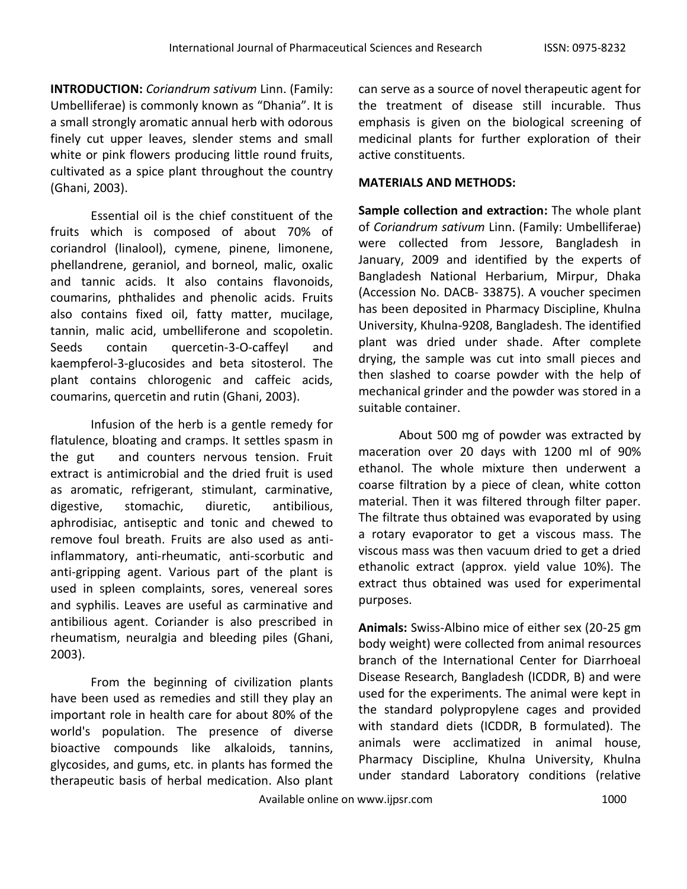**INTRODUCTION:** *Coriandrum sativum* Linn. (Family: Umbelliferae) is commonly known as "Dhania". It is a small strongly aromatic annual herb with odorous finely cut upper leaves, slender stems and small white or pink flowers producing little round fruits, cultivated as a spice plant throughout the country (Ghani, 2003).

Essential oil is the chief constituent of the fruits which is composed of about 70% of coriandrol (linalool), cymene, pinene, limonene, phellandrene, geraniol, and borneol, malic, oxalic and tannic acids. It also contains flavonoids, coumarins, phthalides and phenolic acids. Fruits also contains fixed oil, fatty matter, mucilage, tannin, malic acid, umbelliferone and scopoletin. Seeds contain quercetin-3-O-caffeyl and kaempferol-3-glucosides and beta sitosterol. The plant contains chlorogenic and caffeic acids, coumarins, quercetin and rutin (Ghani, 2003).

Infusion of the herb is a gentle remedy for flatulence, bloating and cramps. It settles spasm in the gut and counters nervous tension. Fruit extract is antimicrobial and the dried fruit is used as aromatic, refrigerant, stimulant, carminative, digestive, stomachic, diuretic, antibilious, aphrodisiac, antiseptic and tonic and chewed to remove foul breath. Fruits are also used as anti-inflammatory, anti-rheumatic, anti-scorbutic and anti-gripping agent. Various part of the plant is used in spleen complaints, sores, venereal sores and syphilis. Leaves are useful as carminative and antibilious agent. Coriander is also prescribed in rheumatism, neuralgia and bleeding piles (Ghani, 2003).

From the beginning of civilization plants have been used as remedies and still they play an important role in health care for about 80% of the world's population. The presence of diverse bioactive compounds like alkaloids, tannins, glycosides, and gums, etc. in plants has formed the therapeutic basis of herbal medication. Also plant can serve as a source of novel therapeutic agent for the treatment of disease still incurable. Thus emphasis is given on the biological screening of medicinal plants for further exploration of their active constituents.

**MATERIALS AND METHODS:**

**Sample collection and extraction:** The whole plant of *Coriandrum sativum* Linn. (Family: Umbelliferae) were collected from Jessore, Bangladesh in January, 2009 and identified by the experts of Bangladesh National Herbarium, Mirpur, Dhaka (Accession No. DACB- 33875). A voucher specimen has been deposited in Pharmacy Discipline, Khulna University, Khulna-9208, Bangladesh. The identified plant was dried under shade. After complete drying, the sample was cut into small pieces and then slashed to coarse powder with the help of mechanical grinder and the powder was stored in a suitable container.

About 500 mg of powder was extracted by maceration over 20 days with 1200 ml of 90% ethanol. The whole mixture then underwent a coarse filtration by a piece of clean, white cotton material. Then it was filtered through filter paper. The filtrate thus obtained was evaporated by using a rotary evaporator to get a viscous mass. The viscous mass was then vacuum dried to get a dried ethanolic extract (approx. yield value 10%). The extract thus obtained was used for experimental purposes.

**Animals:** Swiss-Albino mice of either sex (20-25 gm body weight) were collected from animal resources branch of the International Center for Diarrhoeal Disease Research, Bangladesh (ICDDR, B) and were used for the experiments. The animal were kept in the standard polypropylene cages and provided with standard diets (ICDDR, B formulated). The animals were acclimatized in animal house, Pharmacy Discipline, Khulna University, Khulna under standard Laboratory conditions (relative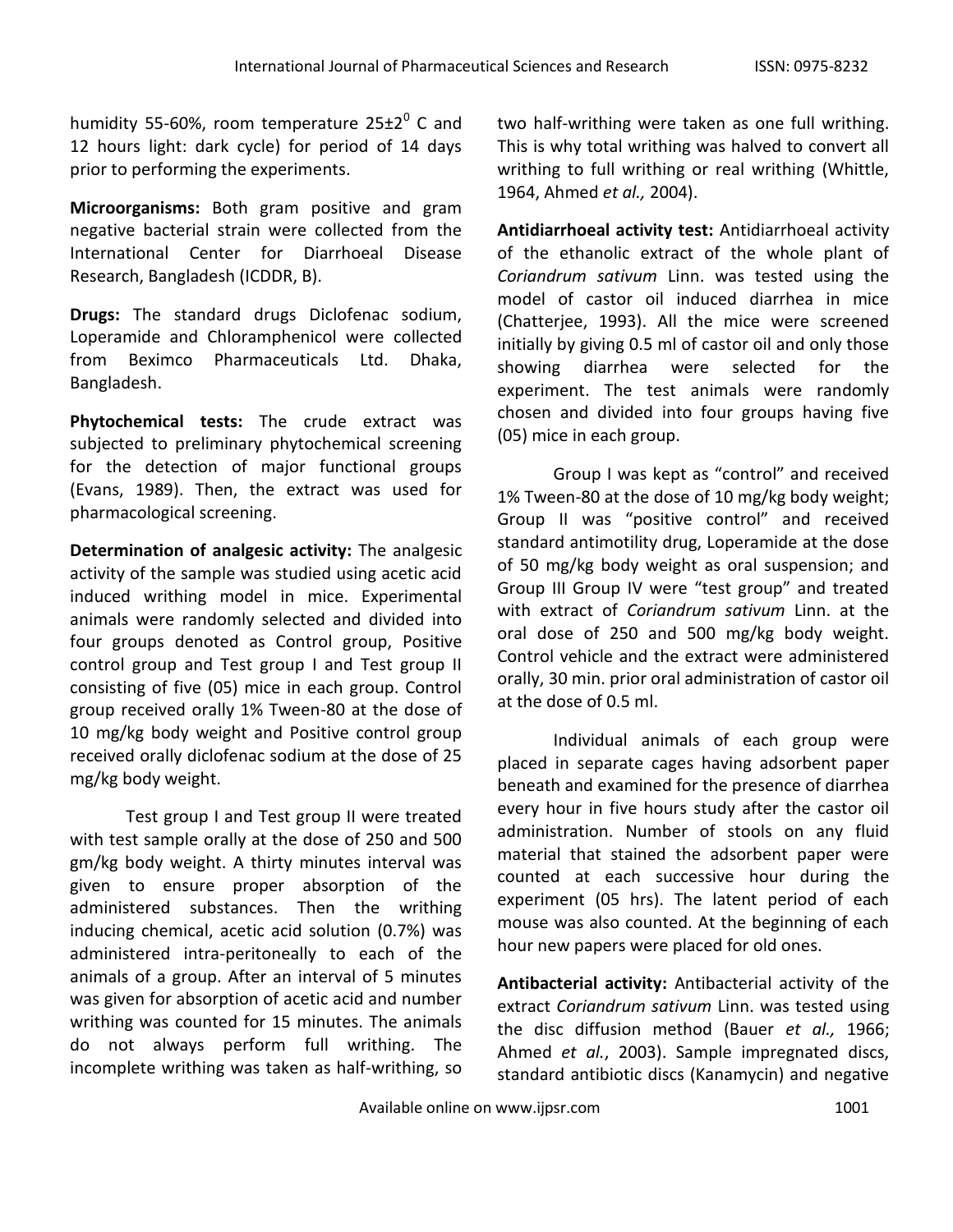humidity 55-60%, room temperature 25±2$^{0}$ C and 12 hours light: dark cycle) for period of 14 days prior to performing the experiments.

**Microorganisms:** Both gram positive and gram negative bacterial strain were collected from the International Center for Diarrhoeal Disease Research, Bangladesh (ICDDR, B).

**Drugs:** The standard drugs Diclofenac sodium, Loperamide and Chloramphenicol were collected from Beximco Pharmaceuticals Ltd. Dhaka, Bangladesh.

**Phytochemical tests:** The crude extract was subjected to preliminary phytochemical screening for the detection of major functional groups (Evans, 1989). Then, the extract was used for pharmacological screening.

**Determination of analgesic activity:** The analgesic activity of the sample was studied using acetic acid induced writhing model in mice. Experimental animals were randomly selected and divided into four groups denoted as Control group, Positive control group and Test group I and Test group II consisting of five (05) mice in each group. Control group received orally 1% Tween-80 at the dose of 10 mg/kg body weight and Positive control group received orally diclofenac sodium at the dose of 25 mg/kg body weight.

Test group I and Test group II were treated with test sample orally at the dose of 250 and 500 gm/kg body weight. A thirty minutes interval was given to ensure proper absorption of the administered substances. Then the writhing inducing chemical, acetic acid solution (0.7%) was administered intra-peritoneally to each of the animals of a group. After an interval of 5 minutes was given for absorption of acetic acid and number writhing was counted for 15 minutes. The animals do not always perform full writhing. The incomplete writhing was taken as half-writhing, so two half-writhing were taken as one full writhing. This is why total writhing was halved to convert all writhing to full writhing or real writhing (Whittle, 1964, Ahmed *et al.,* 2004).

**Antidiarrhoeal activity test:** Antidiarrhoeal activity of the ethanolic extract of the whole plant of *Coriandrum sativum* Linn. was tested using the model of castor oil induced diarrhea in mice (Chatterjee, 1993). All the mice were screened initially by giving 0.5 ml of castor oil and only those showing diarrhea were selected for the experiment. The test animals were randomly chosen and divided into four groups having five (05) mice in each group.

Group I was kept as "control" and received 1% Tween-80 at the dose of 10 mg/kg body weight; Group II was "positive control" and received standard antimotility drug, Loperamide at the dose of 50 mg/kg body weight as oral suspension; and Group III Group IV were "test group" and treated with extract of *Coriandrum sativum* Linn. at the oral dose of 250 and 500 mg/kg body weight. Control vehicle and the extract were administered orally, 30 min. prior oral administration of castor oil at the dose of 0.5 ml.

Individual animals of each group were placed in separate cages having adsorbent paper beneath and examined for the presence of diarrhea every hour in five hours study after the castor oil administration. Number of stools on any fluid material that stained the adsorbent paper were counted at each successive hour during the experiment (05 hrs). The latent period of each mouse was also counted. At the beginning of each hour new papers were placed for old ones.

**Antibacterial activity:** Antibacterial activity of the extract *Coriandrum sativum* Linn. was tested using the disc diffusion method (Bauer *et al.,* 1966; Ahmed *et al.*, 2003). Sample impregnated discs, standard antibiotic discs (Kanamycin) and negative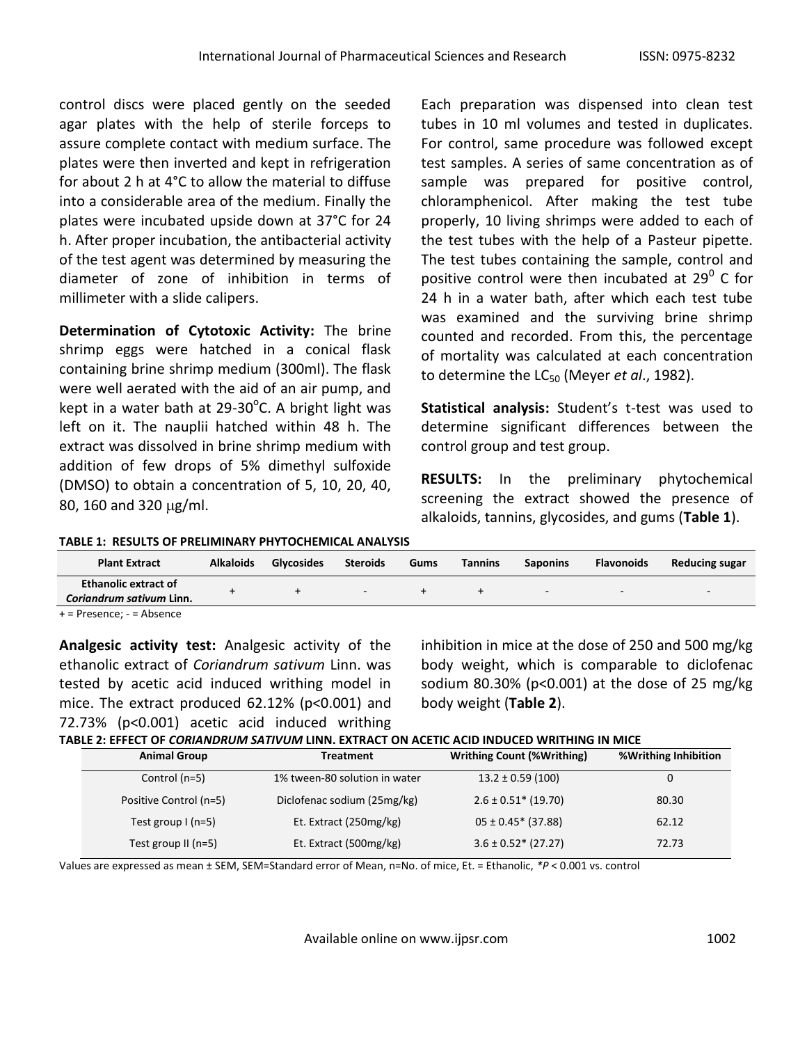control discs were placed gently on the seeded agar plates with the help of sterile forceps to assure complete contact with medium surface. The plates were then inverted and kept in refrigeration for about 2 h at 4°C to allow the material to diffuse into a considerable area of the medium. Finally the plates were incubated upside down at 37°C for 24 h. After proper incubation, the antibacterial activity of the test agent was determined by measuring the diameter of zone of inhibition in terms of millimeter with a slide calipers.

**Determination of Cytotoxic Activity:** The brine shrimp eggs were hatched in a conical flask containing brine shrimp medium (300ml). The flask were well aerated with the aid of an air pump, and kept in a water bath at 29-30°C. A bright light was left on it. The nauplii hatched within 48 h. The extract was dissolved in brine shrimp medium with addition of few drops of 5% dimethyl sulfoxide (DMSO) to obtain a concentration of 5, 10, 20, 40, 80, 160 and 320 μg/ml.

Each preparation was dispensed into clean test tubes in 10 ml volumes and tested in duplicates. For control, same procedure was followed except test samples. A series of same concentration as of sample was prepared for positive control, chloramphenicol. After making the test tube properly, 10 living shrimps were added to each of the test tubes with the help of a Pasteur pipette. The test tubes containing the sample, control and positive control were then incubated at 29$^0$ C for 24 h in a water bath, after which each test tube was examined and the surviving brine shrimp counted and recorded. From this, the percentage of mortality was calculated at each concentration to determine the $LC_{50}$ (Meyer *et al*., 1982).

**Statistical analysis:** Student's t-test was used to determine significant differences between the control group and test group.

**RESULTS:** In the preliminary phytochemical screening the extract showed the presence of alkaloids, tannins, glycosides, and gums (**Table 1**).

**TABLE 1: RESULTS OF PRELIMINARY PHYTOCHEMICAL ANALYSIS**

| Plant Extract | Alkaloids | Glycosides | Steroids | Gums | Tannins | Saponins | Flavonoids | Reducing sugar |
|---|---|---|---|---|---|---|---|---|
| **Ethanolic extract of *Coriandrum sativum* Linn.** | + | + | - | + | + | - | - | - |

+ = Presence; - = Absence

**Analgesic activity test:** Analgesic activity of the ethanolic extract of *Coriandrum sativum* Linn. was tested by acetic acid induced writhing model in mice. The extract produced 62.12% ($p<0.001$) and 72.73% ($p<0.001$) acetic acid induced writhing inhibition in mice at the dose of 250 and 500 mg/kg body weight, which is comparable to diclofenac sodium 80.30% ($p<0.001$) at the dose of 25 mg/kg body weight (**Table 2**).

**TABLE 2: EFFECT OF *CORIANDRUM SATIVUM* LINN. EXTRACT ON ACETIC ACID INDUCED WRITHING IN MICE**

| Animal Group | Treatment | Writhing Count (%Writhing) | %Writhing Inhibition |
|---|---|---|---|
| Control (n=5) | 1% tween-80 solution in water | 13.2 ± 0.59 (100) | 0 |
| Positive Control (n=5) | Diclofenac sodium (25mg/kg) | 2.6 ± 0.51* (19.70) | 80.30 |
| Test group I (n=5) | Et. Extract (250mg/kg) | 05 ± 0.45* (37.88) | 62.12 |
| Test group II (n=5) | Et. Extract (500mg/kg) | 3.6 ± 0.52* (27.27) | 72.73 |

Values are expressed as mean ± SEM, SEM=Standard error of Mean, n=No. of mice, Et. = Ethanolic, *$P < 0.001$ vs. control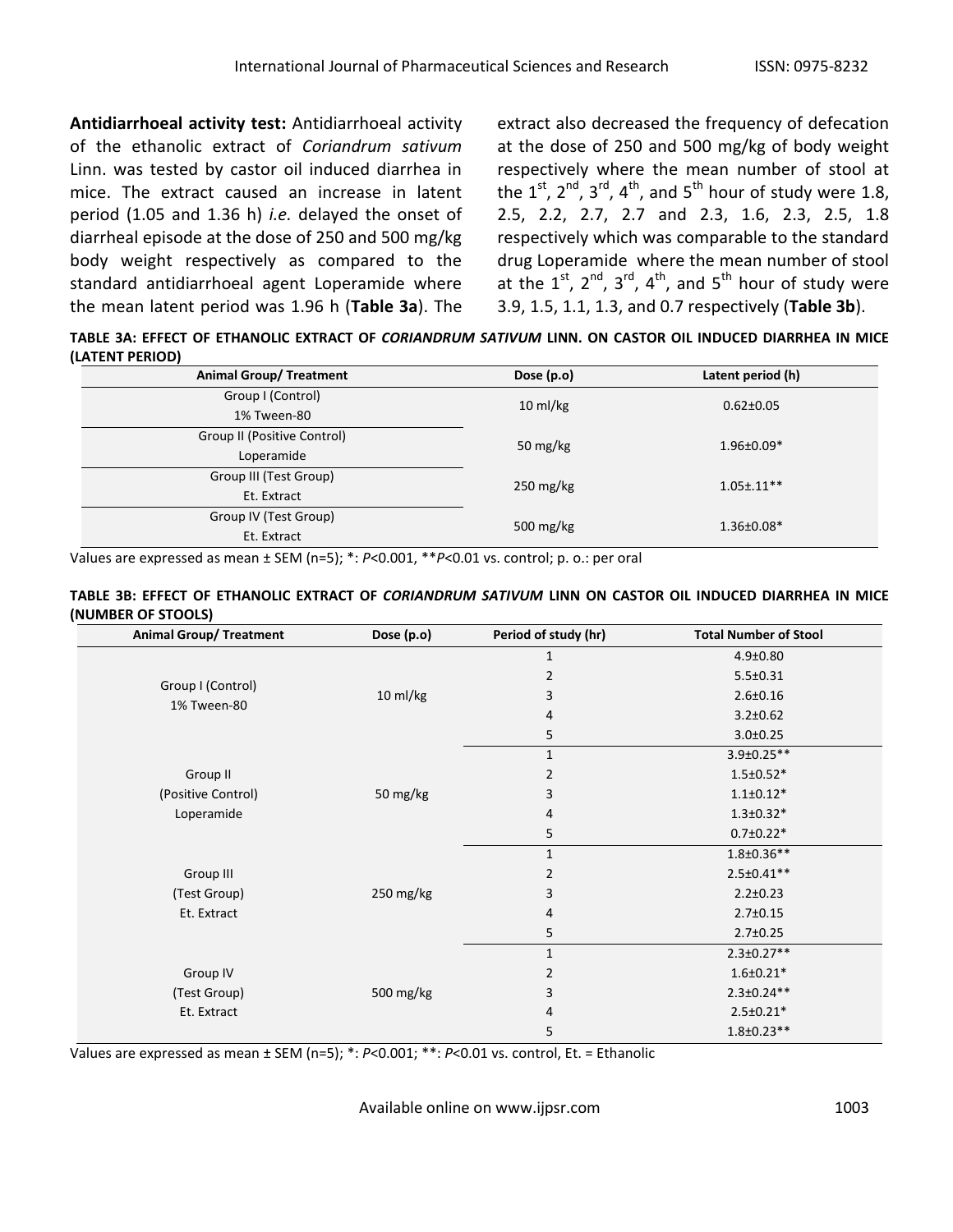**Antidiarrhoeal activity test:** Antidiarrhoeal activity of the ethanolic extract of *Coriandrum sativum* Linn. was tested by castor oil induced diarrhea in mice. The extract caused an increase in latent period (1.05 and 1.36 h) *i.e.* delayed the onset of diarrheal episode at the dose of 250 and 500 mg/kg body weight respectively as compared to the standard antidiarrhoeal agent Loperamide where the mean latent period was 1.96 h (**Table 3a**). The extract also decreased the frequency of defecation at the dose of 250 and 500 mg/kg of body weight respectively where the mean number of stool at the 1st, 2nd, 3rd, 4th, and 5th hour of study were 1.8, 2.5, 2.2, 2.7, 2.7 and 2.3, 1.6, 2.3, 2.5, 1.8 respectively which was comparable to the standard drug Loperamide where the mean number of stool at the 1st, 2nd, 3rd, 4th, and 5th hour of study were 3.9, 1.5, 1.1, 1.3, and 0.7 respectively (**Table 3b**).

**TABLE 3A: EFFECT OF ETHANOLIC EXTRACT OF *CORIANDRUM SATIVUM* LINN. ON CASTOR OIL INDUCED DIARRHEA IN MICE (LATENT PERIOD)**

| Animal Group/ Treatment | Dose (p.o) | Latent period (h) |
|---|---|---|
| Group I (Control) 1% Tween-80 | 10 ml/kg | 0.62±0.05 |
| Group II (Positive Control) Loperamide | 50 mg/kg | 1.96±0.09* |
| Group III (Test Group) Et. Extract | 250 mg/kg | 1.05±.11** |
| Group IV (Test Group) Et. Extract | 500 mg/kg | 1.36±0.08* |

Values are expressed as mean ± SEM (n=5); *: *P*<0.001, ***P*<0.01 vs. control; p. o.: per oral

**TABLE 3B: EFFECT OF ETHANOLIC EXTRACT OF *CORIANDRUM SATIVUM* LINN ON CASTOR OIL INDUCED DIARRHEA IN MICE (NUMBER OF STOOLS)**

| Animal Group/ Treatment | Dose (p.o) | Period of study (hr) | Total Number of Stool |
|---|---|---|---|
| Group I (Control) 1% Tween-80 | 10 ml/kg | 1 | 4.9±0.80 |
| | | 2 | 5.5±0.31 |
| | | 3 | 2.6±0.16 |
| | | 4 | 3.2±0.62 |
| | | 5 | 3.0±0.25 |
| Group II (Positive Control) Loperamide | 50 mg/kg | 1 | 3.9±0.25** |
| | | 2 | 1.5±0.52* |
| | | 3 | 1.1±0.12* |
| | | 4 | 1.3±0.32* |
| | | 5 | 0.7±0.22* |
| Group III (Test Group) Et. Extract | 250 mg/kg | 1 | 1.8±0.36** |
| | | 2 | 2.5±0.41** |
| | | 3 | 2.2±0.23 |
| | | 4 | 2.7±0.15 |
| | | 5 | 2.7±0.25 |
| Group IV (Test Group) Et. Extract | 500 mg/kg | 1 | 2.3±0.27** |
| | | 2 | 1.6±0.21* |
| | | 3 | 2.3±0.24** |
| | | 4 | 2.5±0.21* |
| | | 5 | 1.8±0.23** |

Values are expressed as mean ± SEM (n=5); *: *P*<0.001; **: *P*<0.01 vs. control, Et. = Ethanolic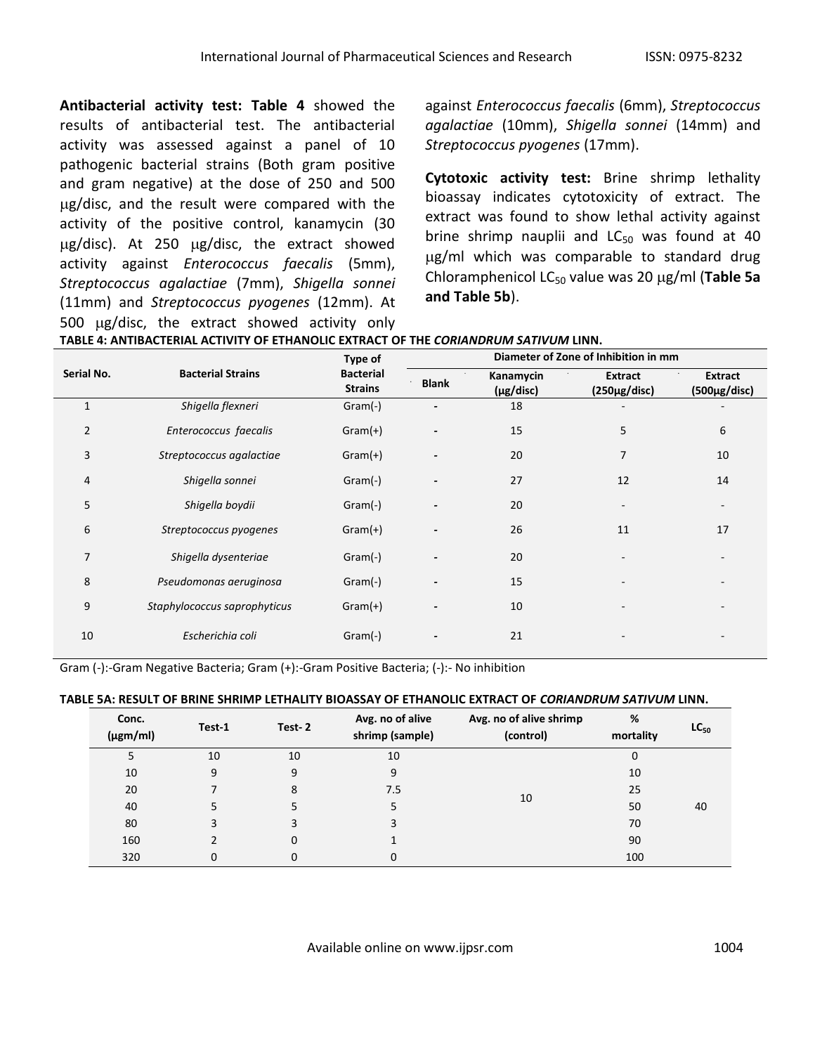**Antibacterial activity test: Table 4** showed the results of antibacterial test. The antibacterial activity was assessed against a panel of 10 pathogenic bacterial strains (Both gram positive and gram negative) at the dose of 250 and 500 μg/disc, and the result were compared with the activity of the positive control, kanamycin (30 μg/disc). At 250 μg/disc, the extract showed activity against *Enterococcus faecalis* (5mm), *Streptococcus agalactiae* (7mm), *Shigella sonnei* (11mm) and *Streptococcus pyogenes* (12mm). At 500 μg/disc, the extract showed activity only against *Enterococcus faecalis* (6mm), *Streptococcus agalactiae* (10mm), *Shigella sonnei* (14mm) and *Streptococcus pyogenes* (17mm).

**Cytotoxic activity test:** Brine shrimp lethality bioassay indicates cytotoxicity of extract. The extract was found to show lethal activity against brine shrimp nauplii and $LC_{50}$ was found at 40 μg/ml which was comparable to standard drug Chloramphenicol $LC_{50}$ value was 20 μg/ml (**Table 5a and Table 5b**).

**TABLE 4: ANTIBACTERIAL ACTIVITY OF ETHANOLIC EXTRACT OF THE *CORIANDRUM SATIVUM* LINN.**

| Serial No. | Bacterial Strains | Type of Bacterial Strains | Diameter of Zone of Inhibition in mm | | | |
|---|---|---|---|---|---|---|
| | | | Blank | Kanamycin (μg/disc) | Extract (250μg/disc) | Extract (500μg/disc) |
| 1 | *Shigella flexneri* | Gram(-) | - | 18 | - | - |
| 2 | *Enterococcus faecalis* | Gram(+) | - | 15 | 5 | 6 |
| 3 | *Streptococcus agalactiae* | Gram(+) | - | 20 | 7 | 10 |
| 4 | *Shigella sonnei* | Gram(-) | - | 27 | 12 | 14 |
| 5 | *Shigella boydii* | Gram(-) | - | 20 | - | - |
| 6 | *Streptococcus pyogenes* | Gram(+) | - | 26 | 11 | 17 |
| 7 | *Shigella dysenteriae* | Gram(-) | - | 20 | - | - |
| 8 | *Pseudomonas aeruginosa* | Gram(-) | - | 15 | - | - |
| 9 | *Staphylococcus saprophyticus* | Gram(+) | - | 10 | - | - |
| 10 | *Escherichia coli* | Gram(-) | - | 21 | - | - |

Gram (-):-Gram Negative Bacteria; Gram (+):-Gram Positive Bacteria; (-):- No inhibition

**TABLE 5A: RESULT OF BRINE SHRIMP LETHALITY BIOASSAY OF ETHANOLIC EXTRACT OF *CORIANDRUM SATIVUM* LINN.**

| Conc. (μgm/ml) | Test-1 | Test- 2 | Avg. no of alive shrimp (sample) | Avg. no of alive shrimp (control) | % mortality | $LC_{50}$ |
|---|---|---|---|---|---|---|
| 5 | 10 | 10 | 10 | 10 | 0 | 40 |
| 10 | 9 | 9 | 9 | | 10 | |
| 20 | 7 | 8 | 7.5 | | 25 | |
| 40 | 5 | 5 | 5 | | 50 | |
| 80 | 3 | 3 | 3 | | 70 | |
| 160 | 2 | 0 | 1 | | 90 | |
| 320 | 0 | 0 | 0 | | 100 | |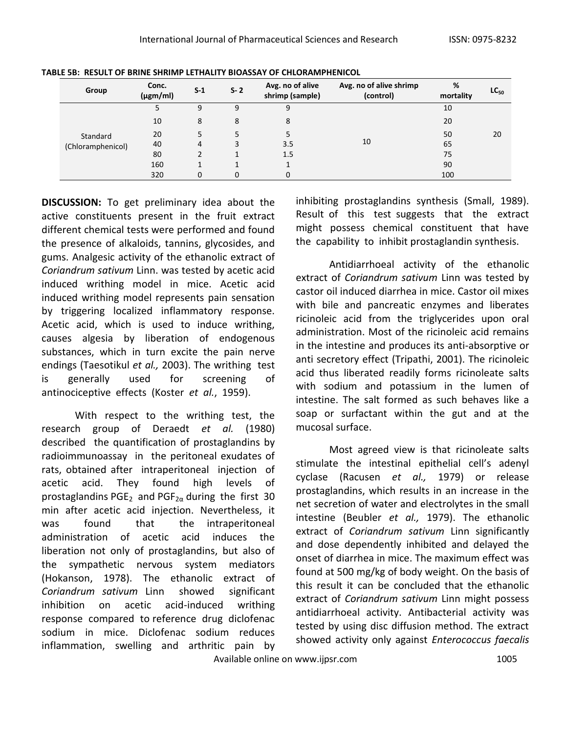**TABLE 5B: RESULT OF BRINE SHRIMP LETHALITY BIOASSAY OF CHLORAMPHENICOL**

| Group | Conc. (µgm/ml) | S-1 | S- 2 | Avg. no of alive shrimp (sample) | Avg. no of alive shrimp (control) | % mortality | $LC_{50}$ |
|---|---|---|---|---|---|---|---|
| Standard (Chloramphenicol) | 5 | 9 | 9 | 9 | 10 | 10 | 20 |
| | 10 | 8 | 8 | 8 | | 20 | |
| | 20 | 5 | 5 | 5 | | 50 | |
| | 40 | 4 | 3 | 3.5 | | 65 | |
| | 80 | 2 | 1 | 1.5 | | 75 | |
| | 160 | 1 | 1 | 1 | | 90 | |
| | 320 | 0 | 0 | 0 | | 100 | |

**DISCUSSION:** To get preliminary idea about the active constituents present in the fruit extract different chemical tests were performed and found the presence of alkaloids, tannins, glycosides, and gums. Analgesic activity of the ethanolic extract of *Coriandrum sativum* Linn. was tested by acetic acid induced writhing model in mice. Acetic acid induced writhing model represents pain sensation by triggering localized inflammatory response. Acetic acid, which is used to induce writhing, causes algesia by liberation of endogenous substances, which in turn excite the pain nerve endings (Taesotikul *et al.,* 2003). The writhing test is generally used for screening of antinociceptive effects (Koster *et al.*, 1959).

With respect to the writhing test, the research group of Deraedt *et al.* (1980) described the quantification of prostaglandins by radioimmunoassay in the peritoneal exudates of rats, obtained after intraperitoneal injection of acetic acid. They found high levels of prostaglandins $PGE_2$ and $PGF_{2\alpha}$ during the first 30 min after acetic acid injection. Nevertheless, it was found that the intraperitoneal administration of acetic acid induces the liberation not only of prostaglandins, but also of the sympathetic nervous system mediators (Hokanson, 1978). The ethanolic extract of *Coriandrum sativum* Linn showed significant inhibition on acetic acid-induced writhing response compared to reference drug diclofenac sodium in mice. Diclofenac sodium reduces inflammation, swelling and arthritic pain by inhibiting prostaglandins synthesis (Small, 1989). Result of this test suggests that the extract might possess chemical constituent that have the capability to inhibit prostaglandin synthesis.

Antidiarrhoeal activity of the ethanolic extract of *Coriandrum sativum* Linn was tested by castor oil induced diarrhea in mice. Castor oil mixes with bile and pancreatic enzymes and liberates ricinoleic acid from the triglycerides upon oral administration. Most of the ricinoleic acid remains in the intestine and produces its anti-absorptive or anti secretory effect (Tripathi, 2001). The ricinoleic acid thus liberated readily forms ricinoleate salts with sodium and potassium in the lumen of intestine. The salt formed as such behaves like a soap or surfactant within the gut and at the mucosal surface.

Most agreed view is that ricinoleate salts stimulate the intestinal epithelial cell's adenyl cyclase (Racusen *et al.,* 1979) or release prostaglandins, which results in an increase in the net secretion of water and electrolytes in the small intestine (Beubler *et al.,* 1979). The ethanolic extract of *Coriandrum sativum* Linn significantly and dose dependently inhibited and delayed the onset of diarrhea in mice. The maximum effect was found at 500 mg/kg of body weight. On the basis of this result it can be concluded that the ethanolic extract of *Coriandrum sativum* Linn might possess antidiarrhoeal activity. Antibacterial activity was tested by using disc diffusion method. The extract showed activity only against *Enterococcus faecalis*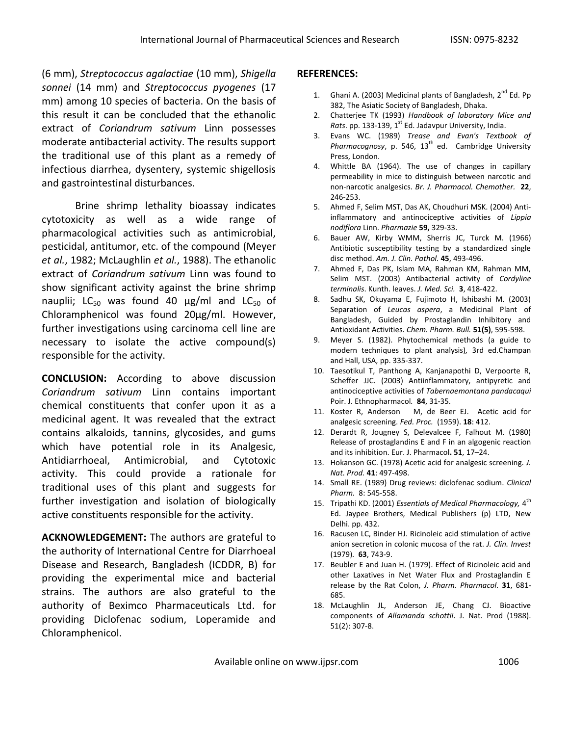(6 mm), *Streptococcus agalactiae* (10 mm), *Shigella sonnei* (14 mm) and *Streptococcus pyogenes* (17 mm) among 10 species of bacteria. On the basis of this result it can be concluded that the ethanolic extract of *Coriandrum sativum* Linn possesses moderate antibacterial activity. The results support the traditional use of this plant as a remedy of infectious diarrhea, dysentery, systemic shigellosis and gastrointestinal disturbances.

Brine shrimp lethality bioassay indicates cytotoxicity as well as a wide range of pharmacological activities such as antimicrobial, pesticidal, antitumor, etc. of the compound (Meyer *et al.*, 1982; McLaughlin *et al.*, 1988). The ethanolic extract of *Coriandrum sativum* Linn was found to show significant activity against the brine shrimp nauplii; $LC_{50}$ was found 40 µg/ml and $LC_{50}$ of Chloramphenicol was found 20µg/ml. However, further investigations using carcinoma cell line are necessary to isolate the active compound(s) responsible for the activity.

**CONCLUSION:** According to above discussion *Coriandrum sativum* Linn contains important chemical constituents that confer upon it as a medicinal agent. It was revealed that the extract contains alkaloids, tannins, glycosides, and gums which have potential role in its Analgesic, Antidiarrhoeal, Antimicrobial, and Cytotoxic activity. This could provide a rationale for traditional uses of this plant and suggests for further investigation and isolation of biologically active constituents responsible for the activity.

**ACKNOWLEDGEMENT:** The authors are grateful to the authority of International Centre for Diarrhoeal Disease and Research, Bangladesh (ICDDR, B) for providing the experimental mice and bacterial strains. The authors are also grateful to the authority of Beximco Pharmaceuticals Ltd. for providing Diclofenac sodium, Loperamide and Chloramphenicol.

## REFERENCES:

1. Ghani A. (2003) Medicinal plants of Bangladesh, 2nd Ed. Pp 382, The Asiatic Society of Bangladesh, Dhaka.
2. Chatterjee TK (1993) *Handbook of laboratory Mice and Rats*. pp. 133-139, 1st Ed. Jadavpur University, India.
3. Evans WC. (1989) *Trease and Evan's Textbook of Pharmacognosy*, p. 546, 13th ed. Cambridge University Press, London.
4. Whittle BA (1964). The use of changes in capillary permeability in mice to distinguish between narcotic and non-narcotic analgesics. *Br. J. Pharmacol. Chemother.* **22**, 246-253.
5. Ahmed F, Selim MST, Das AK, Choudhuri MSK. (2004) Anti-inflammatory and antinociceptive activities of *Lippia nodiflora* Linn. *Pharmazie* **59,** 329-33.
6. Bauer AW, Kirby WMM, Sherris JC, Turck M. (1966) Antibiotic susceptibility testing by a standardized single disc method. *Am. J. Clin. Pathol.* **45**, 493-496.
7. Ahmed F, Das PK, Islam MA, Rahman KM, Rahman MM, Selim MST. (2003) Antibacterial activity of *Cordyline terminalis*. Kunth. leaves. *J. Med. Sci.* **3**, 418-422.
8. Sadhu SK, Okuyama E, Fujimoto H, Ishibashi M. (2003) Separation of *Leucas aspera*, a Medicinal Plant of Bangladesh, Guided by Prostaglandin Inhibitory and Antioxidant Activities. *Chem. Pharm. Bull.* **51(5)**, 595-598.
9. Meyer S. (1982). Phytochemical methods (a guide to modern techniques to plant analysis), 3rd ed.Champan and Hall, USA, pp. 335-337.
10. Taesotikul T, Panthong A, Kanjanapothi D, Verpoorte R, Scheffer JJC. (2003) Antiinflammatory, antipyretic and antinociceptive activities of *Tabernaemontana pandacaqui* Poir. J. Ethnopharmacol. **84**, 31-35.
11. Koster R, Anderson M, de Beer EJ. Acetic acid for analgesic screening. *Fed. Proc.* (1959). **18**: 412.
12. Derardt R, Jougney S, Delevalcee F, Falhout M. (1980) Release of prostaglandins E and F in an algogenic reaction and its inhibition. Eur. J. Pharmacol**. 51**, 17–24.
13. Hokanson GC. (1978) Acetic acid for analgesic screening. *J. Nat. Prod.* **41**: 497-498.
14. Small RE. (1989) Drug reviews: diclofenac sodium. *Clinical Pharm.* 8: 545-558.
15. Tripathi KD. (2001) *Essentials of Medical Pharmacology,* 4th Ed. Jaypee Brothers, Medical Publishers (p) LTD, New Delhi. pp. 432.
16. Racusen LC, Binder HJ. Ricinoleic acid stimulation of active anion secretion in colonic mucosa of the rat. *J. Clin. Invest* (1979). **63**, 743-9.
17. Beubler E and Juan H. (1979). Effect of Ricinoleic acid and other Laxatives in Net Water Flux and Prostaglandin E release by the Rat Colon, *J. Pharm. Pharmacol*. **31**, 681-685.
18. McLaughlin JL, Anderson JE, Chang CJ. Bioactive components of *Allamanda schottii*. J. Nat. Prod (1988). 51(2): 307-8.